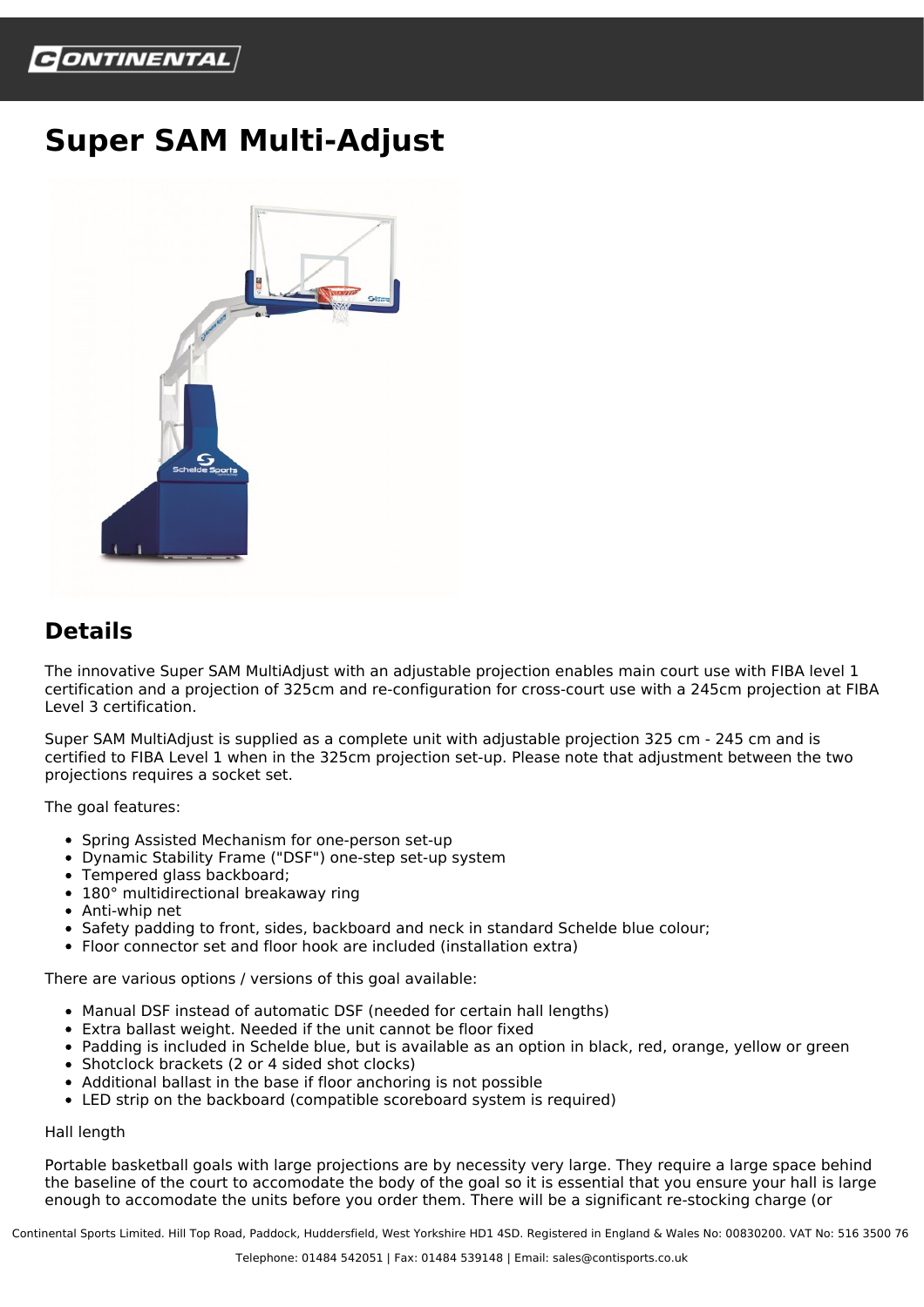# Super SAM Multi-Adjust

## Details

The innovative Super SAM MultiAdjust with an adjustable projection enables main court use with FIBA level 1 certification and a projection of 325cm and re-configuration for cross-court use with a 245cm projection at FIBA Level 3 certification.

Super SAM MultiAdjust is supplied as a complete unit with adjustable projection 325 cm - 245 cm and is certified to FIBA Level 1 when in the 325cm projection set-up. Please note that adjustment between the two projections requires a socket set.

The goal features:

- Spring Assisted Mechanism for one-person set-up
- Dynamic Stability Frame ("DSF") one-step set-up system
- Tempered glass backboard;
- 180° multidirectional breakaway ring
- Anti-whip net
- Safety padding to front, sides, backboard and neck in standard Schelde blue colour;
- Floor connector set and floor hook are included (installation extra)

There are various options / versions of this goal available:

- Manual DSF instead of automatic DSF (needed for certain hall lengths)
- Extra ballast weight. Needed if the unit cannot be floor fixed
- Padding is included in Schelde blue, but is available as an option in black, red, orange, yellow or green
- Shotclock brackets (2 or 4 sided shot clocks)
- Additional ballast in the base if floor anchoring is not possible
- LED strip on the backboard (compatible scoreboard system is required)

Hall length

Portable basketball goals with large projections are by necessity very large. They require a large space behind the baseline of the court to accomodate the body of the goal so it is essential that you ensure your hall is large enough to accomodate the units before you order them. There will be a significant re-stocking charge (or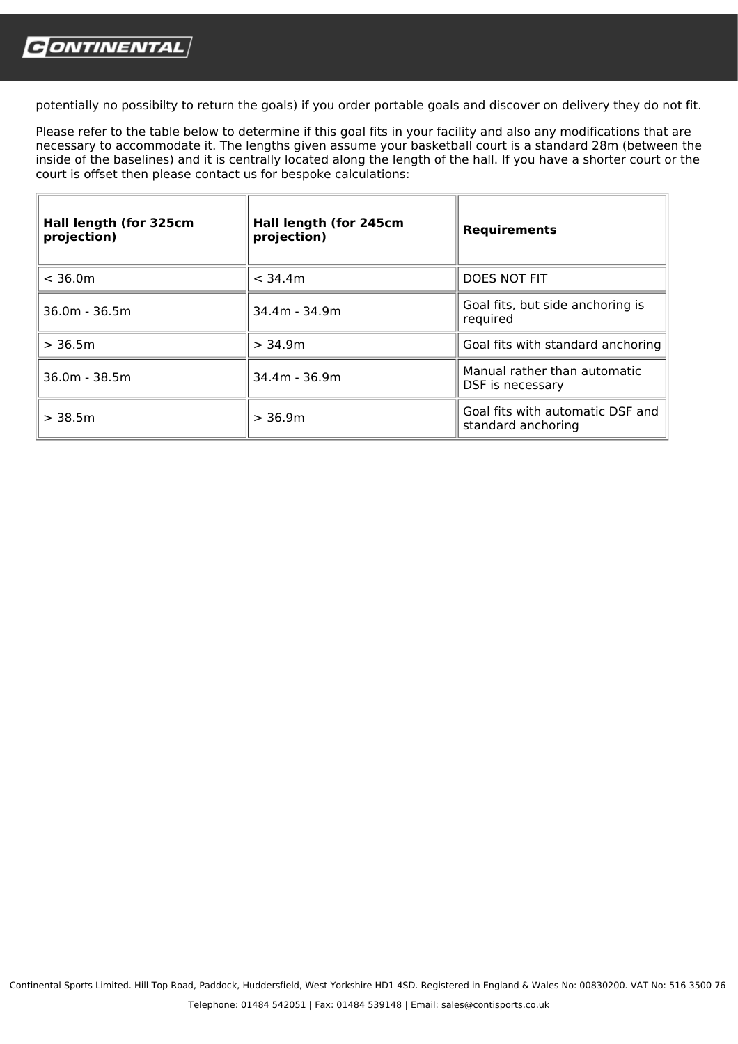potentially no possibilty to return the goals) if you order portable goals and discover on delivery they do not fit.

Please refer to the table below to determine if this goal fits in your facility and also any modifications that are necessary to accommodate it. The lengths given assume your basketball court is a standard 28m (between the inside of the baselines) and it is centrally located along the length of the hall. If you have a shorter court or the court is offset then please contact us for bespoke calculations:

| **Hall length (for 325cm projection)** | **Hall length (for 245cm projection)** | **Requirements** |
|---|---|---|
| < 36.0m | < 34.4m | DOES NOT FIT |
| 36.0m - 36.5m | 34.4m - 34.9m | Goal fits, but side anchoring is required |
| > 36.5m | > 34.9m | Goal fits with standard anchoring |
| 36.0m - 38.5m | 34.4m - 36.9m | Manual rather than automatic DSF is necessary |
| > 38.5m | > 36.9m | Goal fits with automatic DSF and standard anchoring |